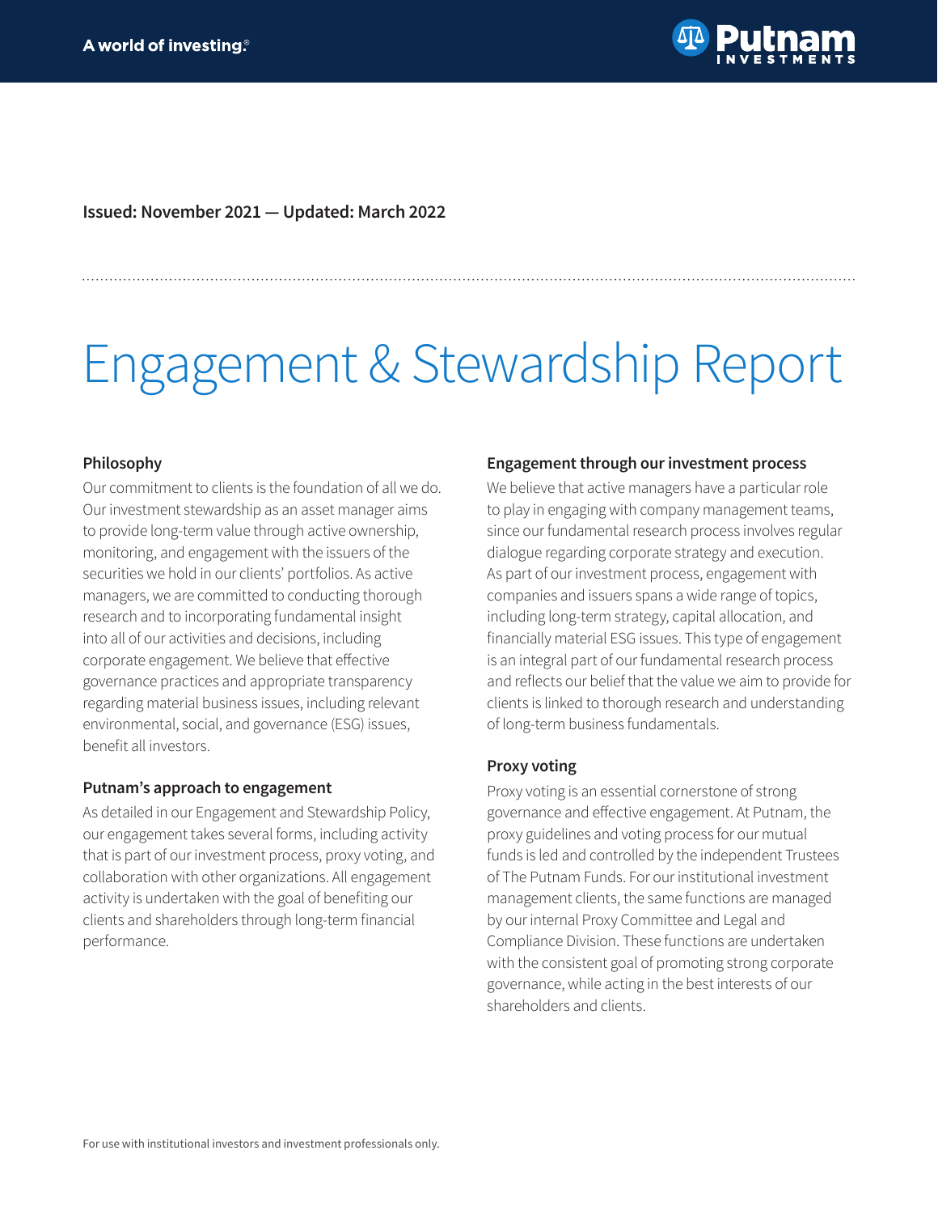A world of investing.®

Putnam INVESTMENTS

**Issued: November 2021 — Updated: March 2022**

# Engagement & Stewardship Report

### Philosophy

Our commitment to clients is the foundation of all we do. Our investment stewardship as an asset manager aims to provide long-term value through active ownership, monitoring, and engagement with the issuers of the securities we hold in our clients' portfolios. As active managers, we are committed to conducting thorough research and to incorporating fundamental insight into all of our activities and decisions, including corporate engagement. We believe that effective governance practices and appropriate transparency regarding material business issues, including relevant environmental, social, and governance (ESG) issues, benefit all investors.

### Putnam's approach to engagement

As detailed in our Engagement and Stewardship Policy, our engagement takes several forms, including activity that is part of our investment process, proxy voting, and collaboration with other organizations. All engagement activity is undertaken with the goal of benefiting our clients and shareholders through long-term financial performance.

### Engagement through our investment process

We believe that active managers have a particular role to play in engaging with company management teams, since our fundamental research process involves regular dialogue regarding corporate strategy and execution. As part of our investment process, engagement with companies and issuers spans a wide range of topics, including long-term strategy, capital allocation, and financially material ESG issues. This type of engagement is an integral part of our fundamental research process and reflects our belief that the value we aim to provide for clients is linked to thorough research and understanding of long-term business fundamentals.

### Proxy voting

Proxy voting is an essential cornerstone of strong governance and effective engagement. At Putnam, the proxy guidelines and voting process for our mutual funds is led and controlled by the independent Trustees of The Putnam Funds. For our institutional investment management clients, the same functions are managed by our internal Proxy Committee and Legal and Compliance Division. These functions are undertaken with the consistent goal of promoting strong corporate governance, while acting in the best interests of our shareholders and clients.

For use with institutional investors and investment professionals only.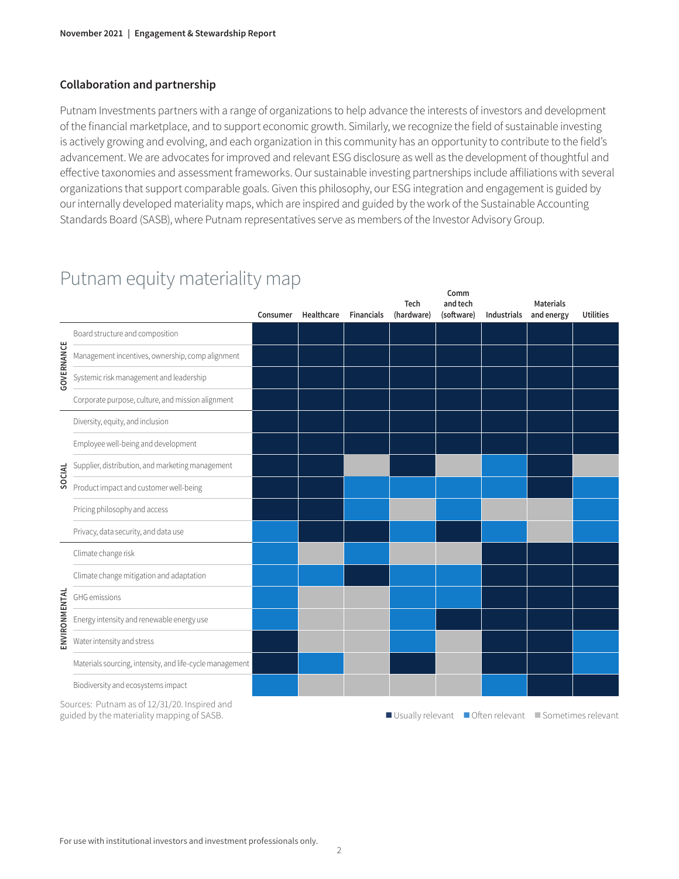### Collaboration and partnership

Putnam Investments partners with a range of organizations to help advance the interests of investors and development of the financial marketplace, and to support economic growth. Similarly, we recognize the field of sustainable investing is actively growing and evolving, and each organization in this community has an opportunity to contribute to the field's advancement. We are advocates for improved and relevant ESG disclosure as well as the development of thoughtful and effective taxonomies and assessment frameworks. Our sustainable investing partnerships include affiliations with several organizations that support comparable goals. Given this philosophy, our ESG integration and engagement is guided by our internally developed materiality maps, which are inspired and guided by the work of the Sustainable Accounting Standards Board (SASB), where Putnam representatives serve as members of the Investor Advisory Group.

## Putnam equity materiality map

| | | Consumer | Healthcare | Financials | Tech (hardware) | Comm and tech (software) | Industrials | Materials and energy | Utilities |
|---|---|---|---|---|---|---|---|---|---|
| GOVERNANCE | Board structure and composition | Usually relevant | Usually relevant | Usually relevant | Usually relevant | Usually relevant | Usually relevant | Usually relevant | Usually relevant |
| | Management incentives, ownership, comp alignment | Usually relevant | Usually relevant | Usually relevant | Usually relevant | Usually relevant | Usually relevant | Usually relevant | Usually relevant |
| | Systemic risk management and leadership | Usually relevant | Usually relevant | Usually relevant | Usually relevant | Usually relevant | Usually relevant | Usually relevant | Usually relevant |
| | Corporate purpose, culture, and mission alignment | Usually relevant | Usually relevant | Usually relevant | Usually relevant | Usually relevant | Usually relevant | Usually relevant | Usually relevant |
| SOCIAL | Diversity, equity, and inclusion | Usually relevant | Usually relevant | Usually relevant | Usually relevant | Usually relevant | Usually relevant | Usually relevant | Usually relevant |
| | Employee well-being and development | Usually relevant | Usually relevant | Usually relevant | Usually relevant | Usually relevant | Usually relevant | Usually relevant | Usually relevant |
| | Supplier, distribution, and marketing management | Usually relevant | Usually relevant | Sometimes relevant | Usually relevant | Sometimes relevant | Often relevant | Usually relevant | Sometimes relevant |
| | Product impact and customer well-being | Usually relevant | Usually relevant | Often relevant | Often relevant | Often relevant | Often relevant | Usually relevant | Often relevant |
| | Pricing philosophy and access | Usually relevant | Usually relevant | Often relevant | Sometimes relevant | Often relevant | Sometimes relevant | Sometimes relevant | Often relevant |
| | Privacy, data security, and data use | Often relevant | Usually relevant | Usually relevant | Often relevant | Usually relevant | Often relevant | Sometimes relevant | Often relevant |
| ENVIRONMENTAL | Climate change risk | Often relevant | Sometimes relevant | Often relevant | Sometimes relevant | Sometimes relevant | Usually relevant | Usually relevant | Usually relevant |
| | Climate change mitigation and adaptation | Often relevant | Often relevant | Usually relevant | Often relevant | Often relevant | Usually relevant | Usually relevant | Usually relevant |
| | GHG emissions | Often relevant | Sometimes relevant | Sometimes relevant | Often relevant | Often relevant | Usually relevant | Usually relevant | Usually relevant |
| | Energy intensity and renewable energy use | Often relevant | Sometimes relevant | Sometimes relevant | Often relevant | Usually relevant | Usually relevant | Usually relevant | Usually relevant |
| | Water intensity and stress | Usually relevant | Sometimes relevant | Sometimes relevant | Often relevant | Sometimes relevant | Usually relevant | Usually relevant | Often relevant |
| | Materials sourcing, intensity, and life-cycle management | Usually relevant | Often relevant | Sometimes relevant | Usually relevant | Sometimes relevant | Usually relevant | Usually relevant | Often relevant |
| | Biodiversity and ecosystems impact | Often relevant | Sometimes relevant | Sometimes relevant | Sometimes relevant | Sometimes relevant | Often relevant | Usually relevant | Usually relevant |

Sources: Putnam as of 12/31/20. Inspired and guided by the materiality mapping of SASB.

■ Usually relevant ■ Often relevant ■ Sometimes relevant

For use with institutional investors and investment professionals only.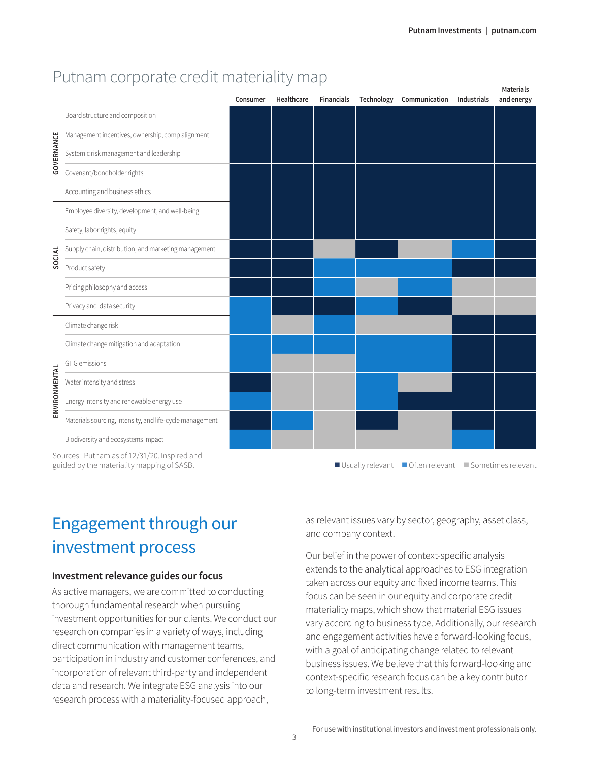## Putnam corporate credit materiality map

| | | Consumer | Healthcare | Financials | Technology | Communication | Industrials | Materials and energy |
|---|---|---|---|---|---|---|---|---|
| GOVERNANCE | Board structure and composition | Usually relevant | Usually relevant | Usually relevant | Usually relevant | Usually relevant | Usually relevant | Usually relevant |
| | Management incentives, ownership, comp alignment | Usually relevant | Usually relevant | Usually relevant | Usually relevant | Usually relevant | Usually relevant | Usually relevant |
| | Systemic risk management and leadership | Usually relevant | Usually relevant | Usually relevant | Usually relevant | Usually relevant | Usually relevant | Usually relevant |
| | Covenant/bondholder rights | Usually relevant | Usually relevant | Usually relevant | Usually relevant | Usually relevant | Usually relevant | Usually relevant |
| | Accounting and business ethics | Usually relevant | Usually relevant | Usually relevant | Usually relevant | Usually relevant | Usually relevant | Usually relevant |
| SOCIAL | Employee diversity, development, and well-being | Usually relevant | Usually relevant | Usually relevant | Usually relevant | Usually relevant | Usually relevant | Usually relevant |
| | Safety, labor rights, equity | Usually relevant | Usually relevant | Usually relevant | Usually relevant | Usually relevant | Usually relevant | Usually relevant |
| | Supply chain, distribution, and marketing management | Usually relevant | Usually relevant | Sometimes relevant | Usually relevant | Sometimes relevant | Often relevant | Usually relevant |
| | Product safety | Usually relevant | Usually relevant | Often relevant | Often relevant | Often relevant | Usually relevant | Usually relevant |
| | Pricing philosophy and access | Usually relevant | Usually relevant | Often relevant | Sometimes relevant | Often relevant | Sometimes relevant | Sometimes relevant |
| | Privacy and data security | Often relevant | Usually relevant | Usually relevant | Often relevant | Usually relevant | Sometimes relevant | Sometimes relevant |
| ENVIRONMENTAL | Climate change risk | Often relevant | Sometimes relevant | Often relevant | Sometimes relevant | Sometimes relevant | Usually relevant | Usually relevant |
| | Climate change mitigation and adaptation | Often relevant | Often relevant | Often relevant | Often relevant | Often relevant | Usually relevant | Usually relevant |
| | GHG emissions | Often relevant | Sometimes relevant | Sometimes relevant | Often relevant | Often relevant | Usually relevant | Usually relevant |
| | Water intensity and stress | Usually relevant | Sometimes relevant | Sometimes relevant | Often relevant | Sometimes relevant | Usually relevant | Usually relevant |
| | Energy intensity and renewable energy use | Often relevant | Sometimes relevant | Sometimes relevant | Often relevant | Usually relevant | Usually relevant | Usually relevant |
| | Materials sourcing, intensity, and life-cycle management | Usually relevant | Often relevant | Sometimes relevant | Usually relevant | Sometimes relevant | Usually relevant | Usually relevant |
| | Biodiversity and ecosystems impact | Often relevant | Sometimes relevant | Sometimes relevant | Sometimes relevant | Sometimes relevant | Often relevant | Usually relevant |

Sources: Putnam as of 12/31/20. Inspired and guided by the materiality mapping of SASB.

■ Usually relevant ■ Often relevant ■ Sometimes relevant

# Engagement through our investment process

### Investment relevance guides our focus

As active managers, we are committed to conducting thorough fundamental research when pursuing investment opportunities for our clients. We conduct our research on companies in a variety of ways, including direct communication with management teams, participation in industry and customer conferences, and incorporation of relevant third-party and independent data and research. We integrate ESG analysis into our research process with a materiality-focused approach, as relevant issues vary by sector, geography, asset class, and company context.

Our belief in the power of context-specific analysis extends to the analytical approaches to ESG integration taken across our equity and fixed income teams. This focus can be seen in our equity and corporate credit materiality maps, which show that material ESG issues vary according to business type. Additionally, our research and engagement activities have a forward-looking focus, with a goal of anticipating change related to relevant business issues. We believe that this forward-looking and context-specific research focus can be a key contributor to long-term investment results.

For use with institutional investors and investment professionals only.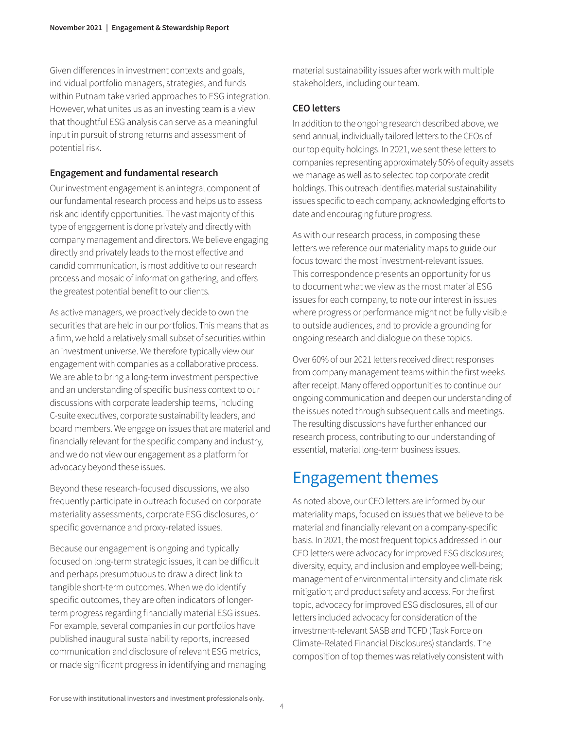Given differences in investment contexts and goals, individual portfolio managers, strategies, and funds within Putnam take varied approaches to ESG integration. However, what unites us as an investing team is a view that thoughtful ESG analysis can serve as a meaningful input in pursuit of strong returns and assessment of potential risk.

### Engagement and fundamental research

Our investment engagement is an integral component of our fundamental research process and helps us to assess risk and identify opportunities. The vast majority of this type of engagement is done privately and directly with company management and directors. We believe engaging directly and privately leads to the most effective and candid communication, is most additive to our research process and mosaic of information gathering, and offers the greatest potential benefit to our clients.

As active managers, we proactively decide to own the securities that are held in our portfolios. This means that as a firm, we hold a relatively small subset of securities within an investment universe. We therefore typically view our engagement with companies as a collaborative process. We are able to bring a long-term investment perspective and an understanding of specific business context to our discussions with corporate leadership teams, including C-suite executives, corporate sustainability leaders, and board members. We engage on issues that are material and financially relevant for the specific company and industry, and we do not view our engagement as a platform for advocacy beyond these issues.

Beyond these research-focused discussions, we also frequently participate in outreach focused on corporate materiality assessments, corporate ESG disclosures, or specific governance and proxy-related issues.

Because our engagement is ongoing and typically focused on long-term strategic issues, it can be difficult and perhaps presumptuous to draw a direct link to tangible short-term outcomes. When we do identify specific outcomes, they are often indicators of longer-term progress regarding financially material ESG issues. For example, several companies in our portfolios have published inaugural sustainability reports, increased communication and disclosure of relevant ESG metrics, or made significant progress in identifying and managing material sustainability issues after work with multiple stakeholders, including our team.

### CEO letters

In addition to the ongoing research described above, we send annual, individually tailored letters to the CEOs of our top equity holdings. In 2021, we sent these letters to companies representing approximately 50% of equity assets we manage as well as to selected top corporate credit holdings. This outreach identifies material sustainability issues specific to each company, acknowledging efforts to date and encouraging future progress.

As with our research process, in composing these letters we reference our materiality maps to guide our focus toward the most investment-relevant issues. This correspondence presents an opportunity for us to document what we view as the most material ESG issues for each company, to note our interest in issues where progress or performance might not be fully visible to outside audiences, and to provide a grounding for ongoing research and dialogue on these topics.

Over 60% of our 2021 letters received direct responses from company management teams within the first weeks after receipt. Many offered opportunities to continue our ongoing communication and deepen our understanding of the issues noted through subsequent calls and meetings. The resulting discussions have further enhanced our research process, contributing to our understanding of essential, material long-term business issues.

## Engagement themes

As noted above, our CEO letters are informed by our materiality maps, focused on issues that we believe to be material and financially relevant on a company-specific basis. In 2021, the most frequent topics addressed in our CEO letters were advocacy for improved ESG disclosures; diversity, equity, and inclusion and employee well-being; management of environmental intensity and climate risk mitigation; and product safety and access. For the first topic, advocacy for improved ESG disclosures, all of our letters included advocacy for consideration of the investment-relevant SASB and TCFD (Task Force on Climate-Related Financial Disclosures) standards. The composition of top themes was relatively consistent with

For use with institutional investors and investment professionals only.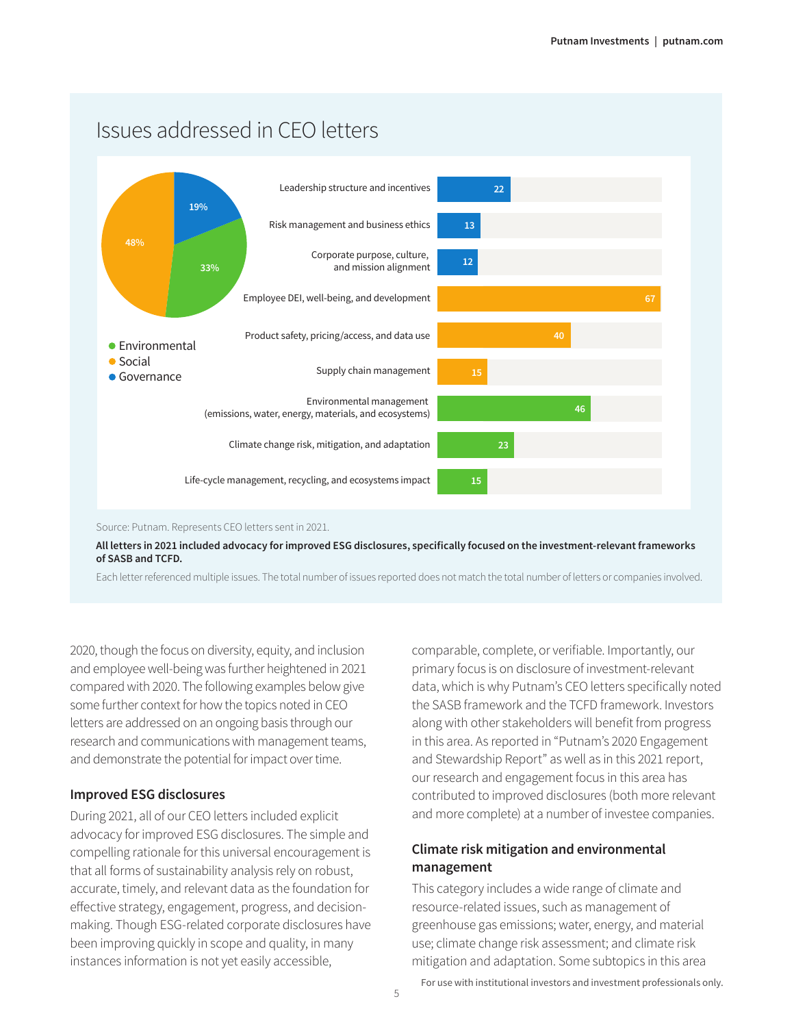## Issues addressed in CEO letters

| Category | Issue | Count |
|---|---|---|
| Governance (19%) | Leadership structure and incentives | 22 |
| Governance | Risk management and business ethics | 13 |
| Governance | Corporate purpose, culture, and mission alignment | 12 |
| Social (48%) | Employee DEI, well-being, and development | 67 |
| Social | Product safety, pricing/access, and data use | 40 |
| Social | Supply chain management | 15 |
| Environmental (33%) | Environmental management (emissions, water, energy, materials, and ecosystems) | 46 |
| Environmental | Climate change risk, mitigation, and adaptation | 23 |
| Environmental | Life-cycle management, recycling, and ecosystems impact | 15 |

Source: Putnam. Represents CEO letters sent in 2021.

**All letters in 2021 included advocacy for improved ESG disclosures, specifically focused on the investment-relevant frameworks of SASB and TCFD.**

Each letter referenced multiple issues. The total number of issues reported does not match the total number of letters or companies involved.

2020, though the focus on diversity, equity, and inclusion and employee well-being was further heightened in 2021 compared with 2020. The following examples below give some further context for how the topics noted in CEO letters are addressed on an ongoing basis through our research and communications with management teams, and demonstrate the potential for impact over time.

### Improved ESG disclosures

During 2021, all of our CEO letters included explicit advocacy for improved ESG disclosures. The simple and compelling rationale for this universal encouragement is that all forms of sustainability analysis rely on robust, accurate, timely, and relevant data as the foundation for effective strategy, engagement, progress, and decision-making. Though ESG-related corporate disclosures have been improving quickly in scope and quality, in many instances information is not yet easily accessible, comparable, complete, or verifiable. Importantly, our primary focus is on disclosure of investment-relevant data, which is why Putnam's CEO letters specifically noted the SASB framework and the TCFD framework. Investors along with other stakeholders will benefit from progress in this area. As reported in "Putnam's 2020 Engagement and Stewardship Report" as well as in this 2021 report, our research and engagement focus in this area has contributed to improved disclosures (both more relevant and more complete) at a number of investee companies.

### Climate risk mitigation and environmental management

This category includes a wide range of climate and resource-related issues, such as management of greenhouse gas emissions; water, energy, and material use; climate change risk assessment; and climate risk mitigation and adaptation. Some subtopics in this area

For use with institutional investors and investment professionals only.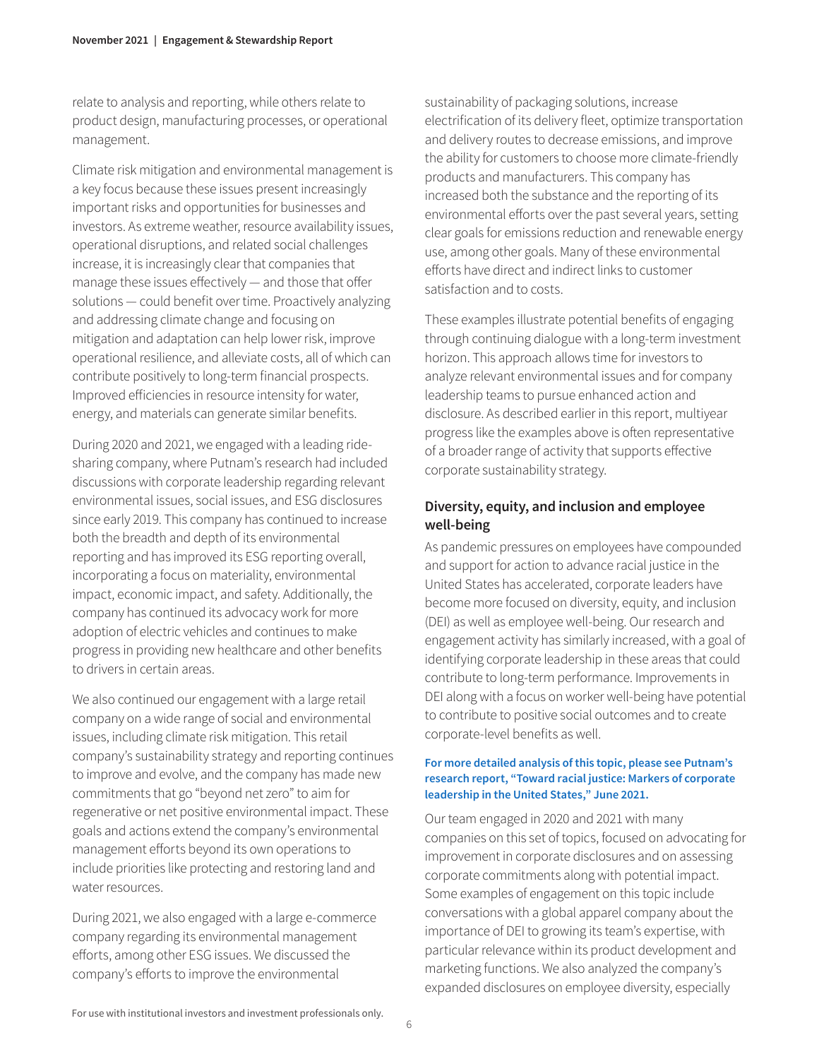relate to analysis and reporting, while others relate to product design, manufacturing processes, or operational management.

Climate risk mitigation and environmental management is a key focus because these issues present increasingly important risks and opportunities for businesses and investors. As extreme weather, resource availability issues, operational disruptions, and related social challenges increase, it is increasingly clear that companies that manage these issues effectively — and those that offer solutions — could benefit over time. Proactively analyzing and addressing climate change and focusing on mitigation and adaptation can help lower risk, improve operational resilience, and alleviate costs, all of which can contribute positively to long-term financial prospects. Improved efficiencies in resource intensity for water, energy, and materials can generate similar benefits.

During 2020 and 2021, we engaged with a leading ride-sharing company, where Putnam's research had included discussions with corporate leadership regarding relevant environmental issues, social issues, and ESG disclosures since early 2019. This company has continued to increase both the breadth and depth of its environmental reporting and has improved its ESG reporting overall, incorporating a focus on materiality, environmental impact, economic impact, and safety. Additionally, the company has continued its advocacy work for more adoption of electric vehicles and continues to make progress in providing new healthcare and other benefits to drivers in certain areas.

We also continued our engagement with a large retail company on a wide range of social and environmental issues, including climate risk mitigation. This retail company's sustainability strategy and reporting continues to improve and evolve, and the company has made new commitments that go "beyond net zero" to aim for regenerative or net positive environmental impact. These goals and actions extend the company's environmental management efforts beyond its own operations to include priorities like protecting and restoring land and water resources.

During 2021, we also engaged with a large e-commerce company regarding its environmental management efforts, among other ESG issues. We discussed the company's efforts to improve the environmental sustainability of packaging solutions, increase electrification of its delivery fleet, optimize transportation and delivery routes to decrease emissions, and improve the ability for customers to choose more climate-friendly products and manufacturers. This company has increased both the substance and the reporting of its environmental efforts over the past several years, setting clear goals for emissions reduction and renewable energy use, among other goals. Many of these environmental efforts have direct and indirect links to customer satisfaction and to costs.

These examples illustrate potential benefits of engaging through continuing dialogue with a long-term investment horizon. This approach allows time for investors to analyze relevant environmental issues and for company leadership teams to pursue enhanced action and disclosure. As described earlier in this report, multiyear progress like the examples above is often representative of a broader range of activity that supports effective corporate sustainability strategy.

## Diversity, equity, and inclusion and employee well-being

As pandemic pressures on employees have compounded and support for action to advance racial justice in the United States has accelerated, corporate leaders have become more focused on diversity, equity, and inclusion (DEI) as well as employee well-being. Our research and engagement activity has similarly increased, with a goal of identifying corporate leadership in these areas that could contribute to long-term performance. Improvements in DEI along with a focus on worker well-being have potential to contribute to positive social outcomes and to create corporate-level benefits as well.

**For more detailed analysis of this topic, please see Putnam's research report, "Toward racial justice: Markers of corporate leadership in the United States," June 2021.**

Our team engaged in 2020 and 2021 with many companies on this set of topics, focused on advocating for improvement in corporate disclosures and on assessing corporate commitments along with potential impact. Some examples of engagement on this topic include conversations with a global apparel company about the importance of DEI to growing its team's expertise, with particular relevance within its product development and marketing functions. We also analyzed the company's expanded disclosures on employee diversity, especially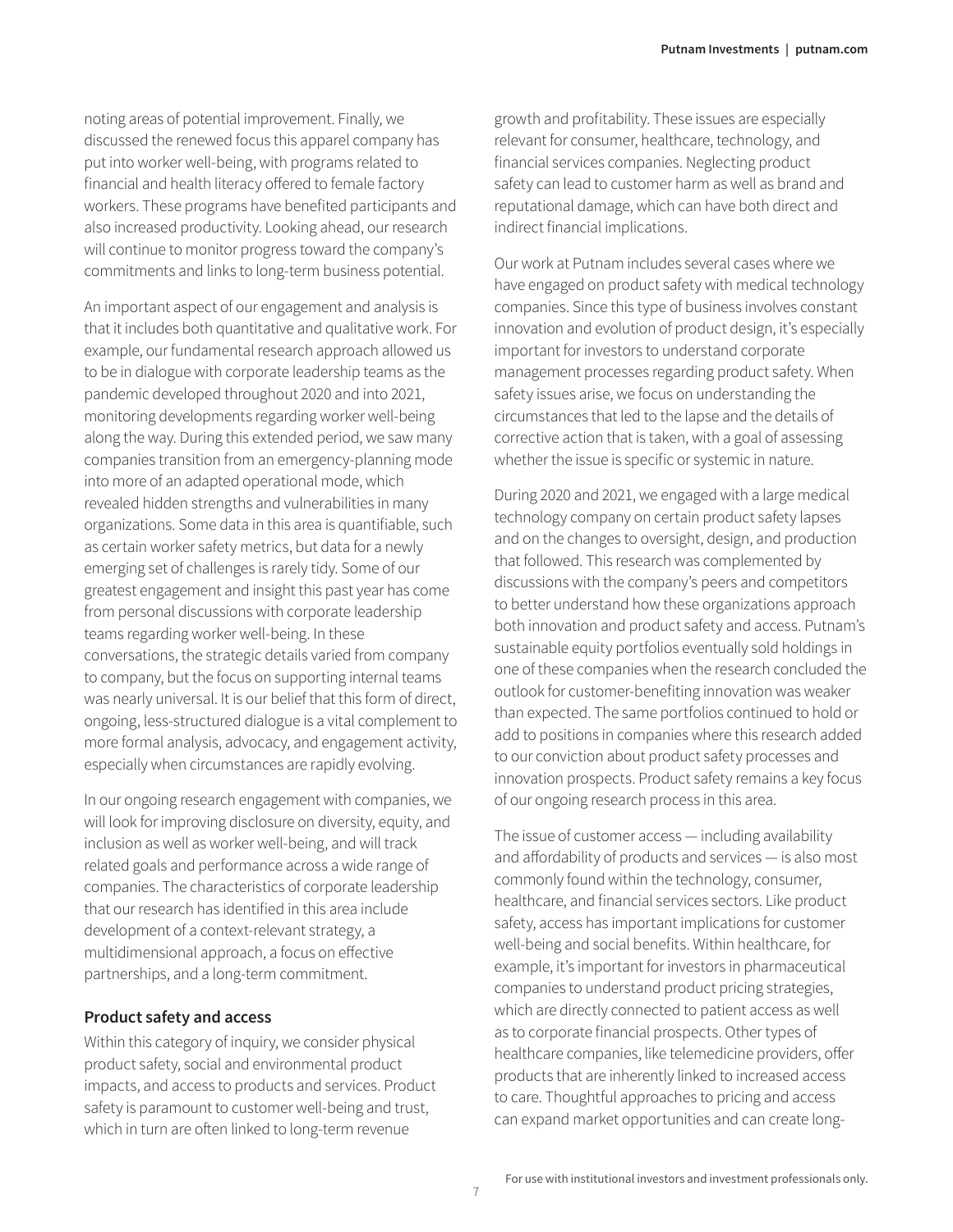noting areas of potential improvement. Finally, we discussed the renewed focus this apparel company has put into worker well-being, with programs related to financial and health literacy offered to female factory workers. These programs have benefited participants and also increased productivity. Looking ahead, our research will continue to monitor progress toward the company's commitments and links to long-term business potential.

An important aspect of our engagement and analysis is that it includes both quantitative and qualitative work. For example, our fundamental research approach allowed us to be in dialogue with corporate leadership teams as the pandemic developed throughout 2020 and into 2021, monitoring developments regarding worker well-being along the way. During this extended period, we saw many companies transition from an emergency-planning mode into more of an adapted operational mode, which revealed hidden strengths and vulnerabilities in many organizations. Some data in this area is quantifiable, such as certain worker safety metrics, but data for a newly emerging set of challenges is rarely tidy. Some of our greatest engagement and insight this past year has come from personal discussions with corporate leadership teams regarding worker well-being. In these conversations, the strategic details varied from company to company, but the focus on supporting internal teams was nearly universal. It is our belief that this form of direct, ongoing, less-structured dialogue is a vital complement to more formal analysis, advocacy, and engagement activity, especially when circumstances are rapidly evolving.

In our ongoing research engagement with companies, we will look for improving disclosure on diversity, equity, and inclusion as well as worker well-being, and will track related goals and performance across a wide range of companies. The characteristics of corporate leadership that our research has identified in this area include development of a context-relevant strategy, a multidimensional approach, a focus on effective partnerships, and a long-term commitment.

### Product safety and access

Within this category of inquiry, we consider physical product safety, social and environmental product impacts, and access to products and services. Product safety is paramount to customer well-being and trust, which in turn are often linked to long-term revenue growth and profitability. These issues are especially relevant for consumer, healthcare, technology, and financial services companies. Neglecting product safety can lead to customer harm as well as brand and reputational damage, which can have both direct and indirect financial implications.

Our work at Putnam includes several cases where we have engaged on product safety with medical technology companies. Since this type of business involves constant innovation and evolution of product design, it's especially important for investors to understand corporate management processes regarding product safety. When safety issues arise, we focus on understanding the circumstances that led to the lapse and the details of corrective action that is taken, with a goal of assessing whether the issue is specific or systemic in nature.

During 2020 and 2021, we engaged with a large medical technology company on certain product safety lapses and on the changes to oversight, design, and production that followed. This research was complemented by discussions with the company's peers and competitors to better understand how these organizations approach both innovation and product safety and access. Putnam's sustainable equity portfolios eventually sold holdings in one of these companies when the research concluded the outlook for customer-benefiting innovation was weaker than expected. The same portfolios continued to hold or add to positions in companies where this research added to our conviction about product safety processes and innovation prospects. Product safety remains a key focus of our ongoing research process in this area.

The issue of customer access — including availability and affordability of products and services — is also most commonly found within the technology, consumer, healthcare, and financial services sectors. Like product safety, access has important implications for customer well-being and social benefits. Within healthcare, for example, it's important for investors in pharmaceutical companies to understand product pricing strategies, which are directly connected to patient access as well as to corporate financial prospects. Other types of healthcare companies, like telemedicine providers, offer products that are inherently linked to increased access to care. Thoughtful approaches to pricing and access can expand market opportunities and can create long-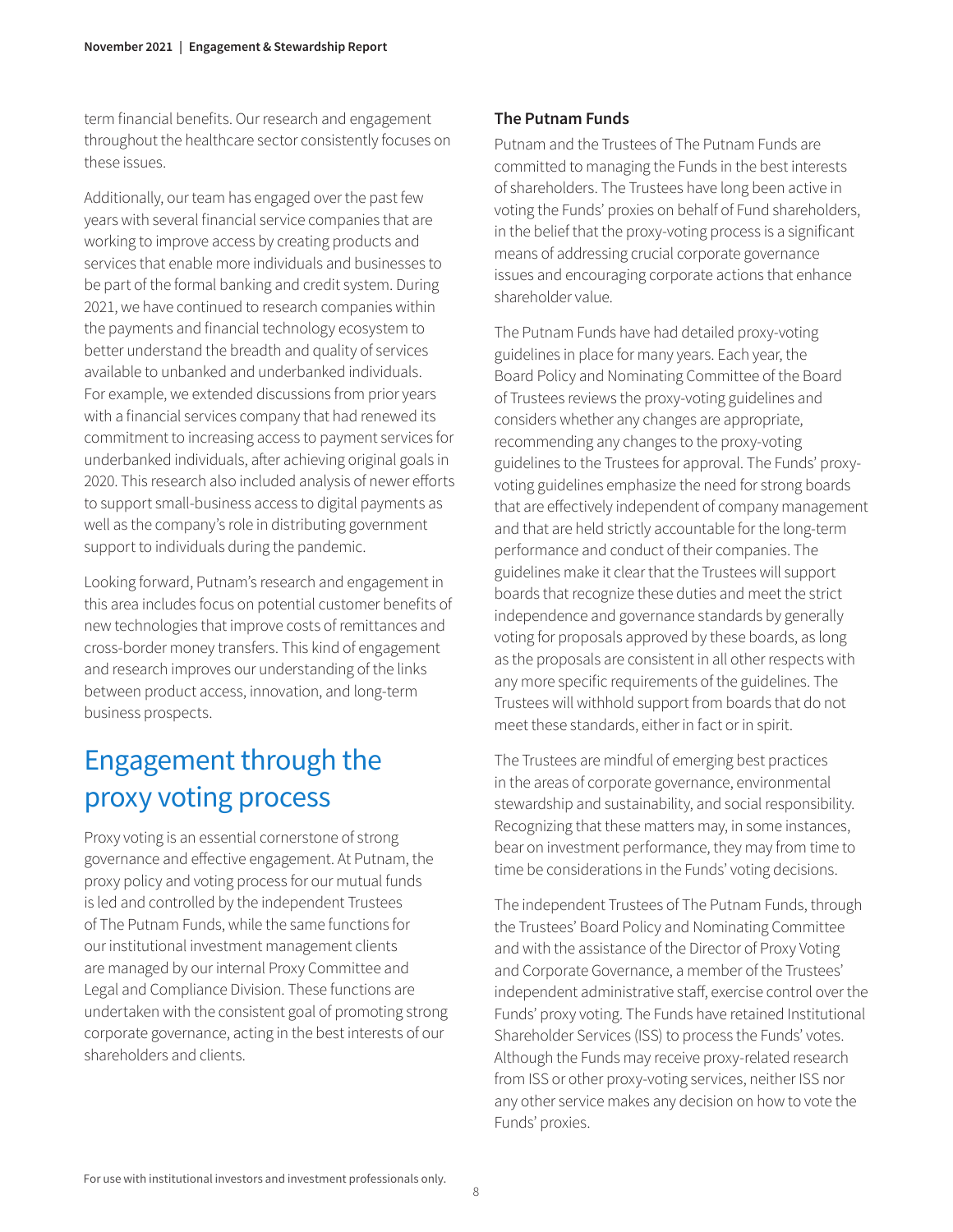term financial benefits. Our research and engagement throughout the healthcare sector consistently focuses on these issues.

Additionally, our team has engaged over the past few years with several financial service companies that are working to improve access by creating products and services that enable more individuals and businesses to be part of the formal banking and credit system. During 2021, we have continued to research companies within the payments and financial technology ecosystem to better understand the breadth and quality of services available to unbanked and underbanked individuals. For example, we extended discussions from prior years with a financial services company that had renewed its commitment to increasing access to payment services for underbanked individuals, after achieving original goals in 2020. This research also included analysis of newer efforts to support small-business access to digital payments as well as the company's role in distributing government support to individuals during the pandemic.

Looking forward, Putnam's research and engagement in this area includes focus on potential customer benefits of new technologies that improve costs of remittances and cross-border money transfers. This kind of engagement and research improves our understanding of the links between product access, innovation, and long-term business prospects.

# Engagement through the proxy voting process

Proxy voting is an essential cornerstone of strong governance and effective engagement. At Putnam, the proxy policy and voting process for our mutual funds is led and controlled by the independent Trustees of The Putnam Funds, while the same functions for our institutional investment management clients are managed by our internal Proxy Committee and Legal and Compliance Division. These functions are undertaken with the consistent goal of promoting strong corporate governance, acting in the best interests of our shareholders and clients.

### The Putnam Funds

Putnam and the Trustees of The Putnam Funds are committed to managing the Funds in the best interests of shareholders. The Trustees have long been active in voting the Funds' proxies on behalf of Fund shareholders, in the belief that the proxy-voting process is a significant means of addressing crucial corporate governance issues and encouraging corporate actions that enhance shareholder value.

The Putnam Funds have had detailed proxy-voting guidelines in place for many years. Each year, the Board Policy and Nominating Committee of the Board of Trustees reviews the proxy-voting guidelines and considers whether any changes are appropriate, recommending any changes to the proxy-voting guidelines to the Trustees for approval. The Funds' proxy-voting guidelines emphasize the need for strong boards that are effectively independent of company management and that are held strictly accountable for the long-term performance and conduct of their companies. The guidelines make it clear that the Trustees will support boards that recognize these duties and meet the strict independence and governance standards by generally voting for proposals approved by these boards, as long as the proposals are consistent in all other respects with any more specific requirements of the guidelines. The Trustees will withhold support from boards that do not meet these standards, either in fact or in spirit.

The Trustees are mindful of emerging best practices in the areas of corporate governance, environmental stewardship and sustainability, and social responsibility. Recognizing that these matters may, in some instances, bear on investment performance, they may from time to time be considerations in the Funds' voting decisions.

The independent Trustees of The Putnam Funds, through the Trustees' Board Policy and Nominating Committee and with the assistance of the Director of Proxy Voting and Corporate Governance, a member of the Trustees' independent administrative staff, exercise control over the Funds' proxy voting. The Funds have retained Institutional Shareholder Services (ISS) to process the Funds' votes. Although the Funds may receive proxy-related research from ISS or other proxy-voting services, neither ISS nor any other service makes any decision on how to vote the Funds' proxies.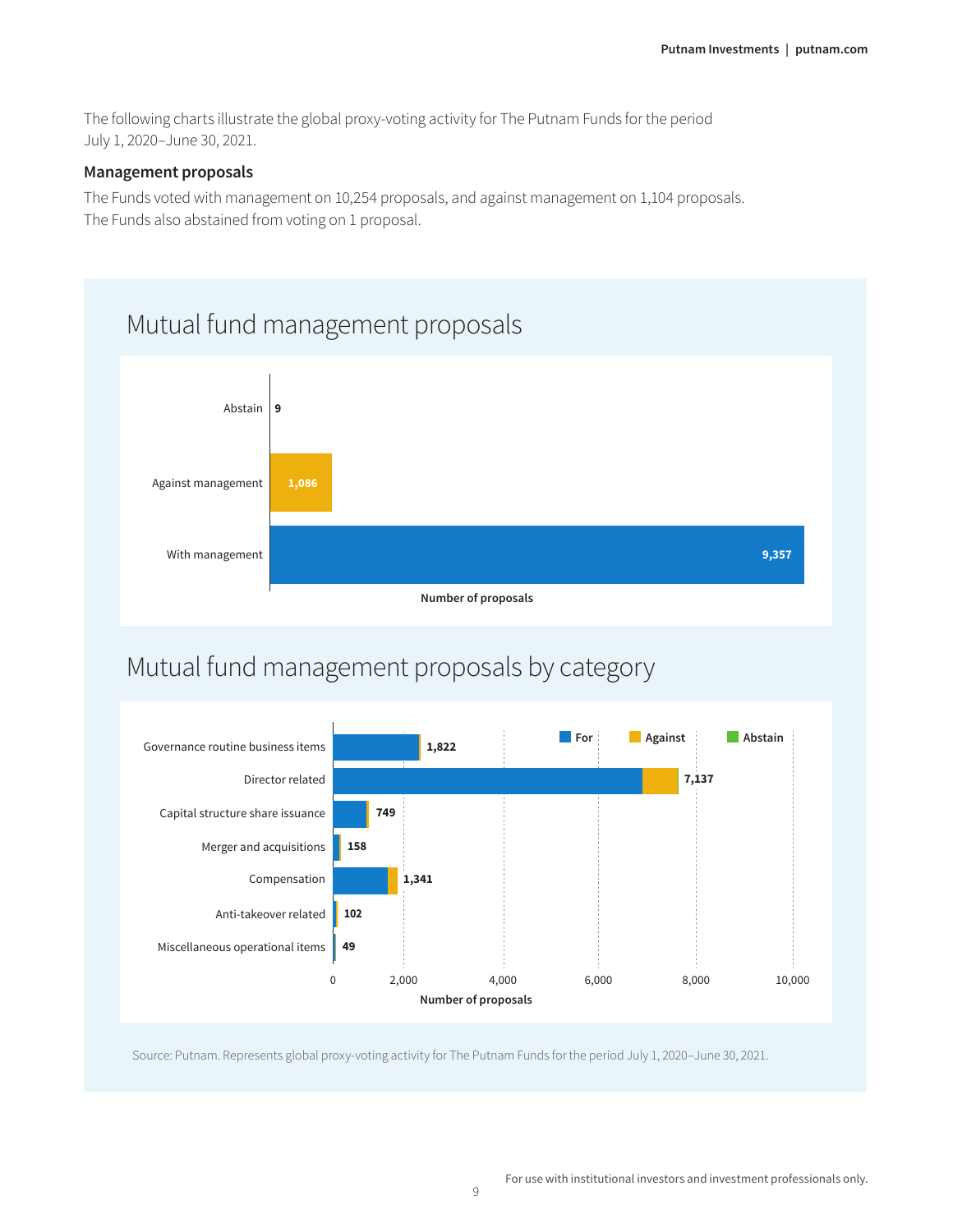The following charts illustrate the global proxy-voting activity for The Putnam Funds for the period July 1, 2020–June 30, 2021.

### Management proposals

The Funds voted with management on 10,254 proposals, and against management on 1,104 proposals. The Funds also abstained from voting on 1 proposal.

## Mutual fund management proposals

| | Number of proposals |
|---|---|
| Abstain | 9 |
| Against management | 1,086 |
| With management | 9,357 |

## Mutual fund management proposals by category

| Category | Number of proposals |
|---|---|
| Governance routine business items | 1,822 |
| Director related | 7,137 |
| Capital structure share issuance | 749 |
| Merger and acquisitions | 158 |
| Compensation | 1,341 |
| Anti-takeover related | 102 |
| Miscellaneous operational items | 49 |

Legend: For, Against, Abstain. Axis: Number of proposals (0 – 10,000).

Source: Putnam. Represents global proxy-voting activity for The Putnam Funds for the period July 1, 2020–June 30, 2021.

For use with institutional investors and investment professionals only.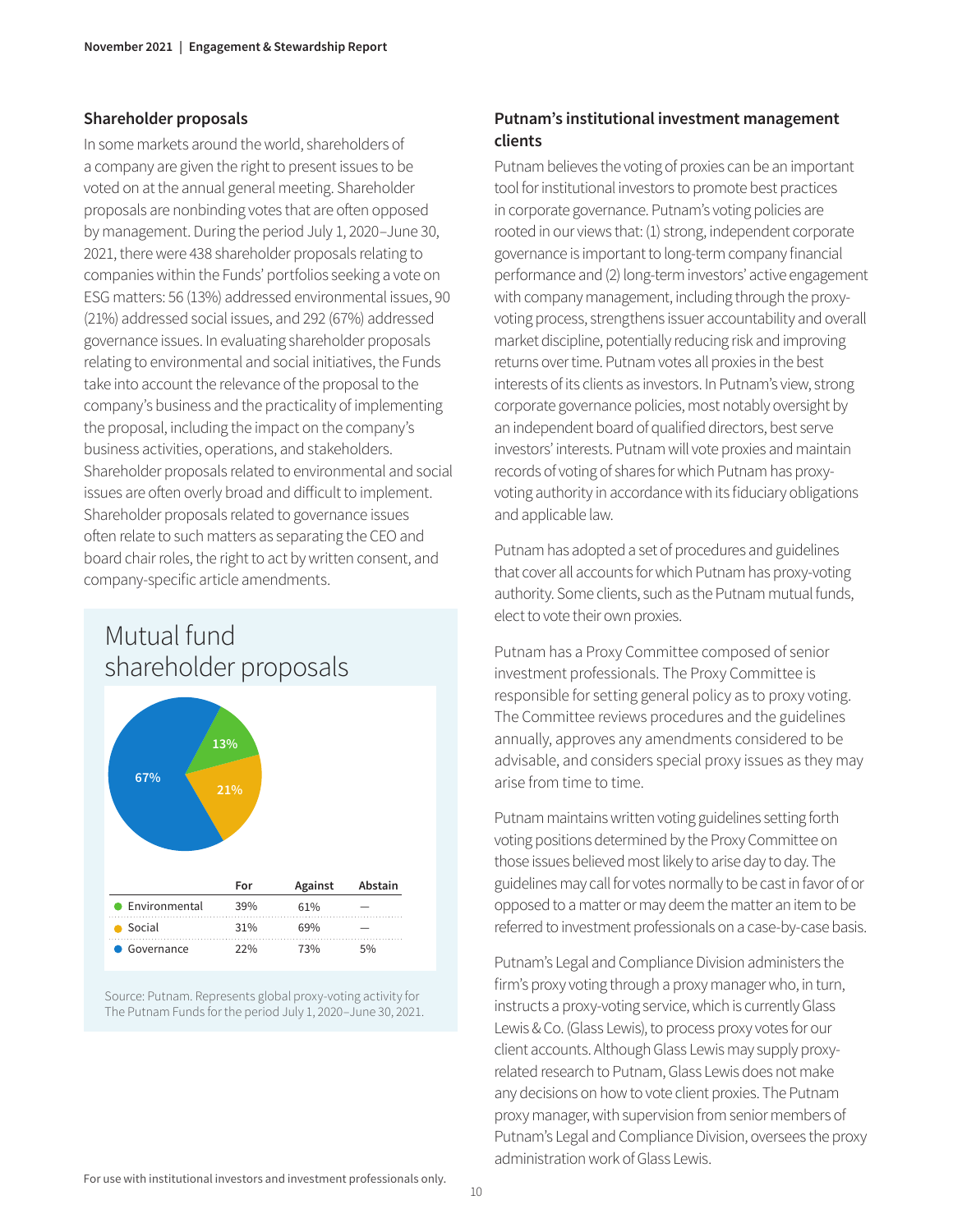## Shareholder proposals

In some markets around the world, shareholders of a company are given the right to present issues to be voted on at the annual general meeting. Shareholder proposals are nonbinding votes that are often opposed by management. During the period July 1, 2020–June 30, 2021, there were 438 shareholder proposals relating to companies within the Funds' portfolios seeking a vote on ESG matters: 56 (13%) addressed environmental issues, 90 (21%) addressed social issues, and 292 (67%) addressed governance issues. In evaluating shareholder proposals relating to environmental and social initiatives, the Funds take into account the relevance of the proposal to the company's business and the practicality of implementing the proposal, including the impact on the company's business activities, operations, and stakeholders. Shareholder proposals related to environmental and social issues are often overly broad and difficult to implement. Shareholder proposals related to governance issues often relate to such matters as separating the CEO and board chair roles, the right to act by written consent, and company-specific article amendments.

### Mutual fund shareholder proposals

67% Governance, 21% Social, 13% Environmental

| | For | Against | Abstain |
|---|---|---|---|
| Environmental | 39% | 61% | — |
| Social | 31% | 69% | — |
| Governance | 22% | 73% | 5% |

Source: Putnam. Represents global proxy-voting activity for The Putnam Funds for the period July 1, 2020–June 30, 2021.

## Putnam's institutional investment management clients

Putnam believes the voting of proxies can be an important tool for institutional investors to promote best practices in corporate governance. Putnam's voting policies are rooted in our views that: (1) strong, independent corporate governance is important to long-term company financial performance and (2) long-term investors' active engagement with company management, including through the proxy-voting process, strengthens issuer accountability and overall market discipline, potentially reducing risk and improving returns over time. Putnam votes all proxies in the best interests of its clients as investors. In Putnam's view, strong corporate governance policies, most notably oversight by an independent board of qualified directors, best serve investors' interests. Putnam will vote proxies and maintain records of voting of shares for which Putnam has proxy-voting authority in accordance with its fiduciary obligations and applicable law.

Putnam has adopted a set of procedures and guidelines that cover all accounts for which Putnam has proxy-voting authority. Some clients, such as the Putnam mutual funds, elect to vote their own proxies.

Putnam has a Proxy Committee composed of senior investment professionals. The Proxy Committee is responsible for setting general policy as to proxy voting. The Committee reviews procedures and the guidelines annually, approves any amendments considered to be advisable, and considers special proxy issues as they may arise from time to time.

Putnam maintains written voting guidelines setting forth voting positions determined by the Proxy Committee on those issues believed most likely to arise day to day. The guidelines may call for votes normally to be cast in favor of or opposed to a matter or may deem the matter an item to be referred to investment professionals on a case-by-case basis.

Putnam's Legal and Compliance Division administers the firm's proxy voting through a proxy manager who, in turn, instructs a proxy-voting service, which is currently Glass Lewis & Co. (Glass Lewis), to process proxy votes for our client accounts. Although Glass Lewis may supply proxy-related research to Putnam, Glass Lewis does not make any decisions on how to vote client proxies. The Putnam proxy manager, with supervision from senior members of Putnam's Legal and Compliance Division, oversees the proxy administration work of Glass Lewis.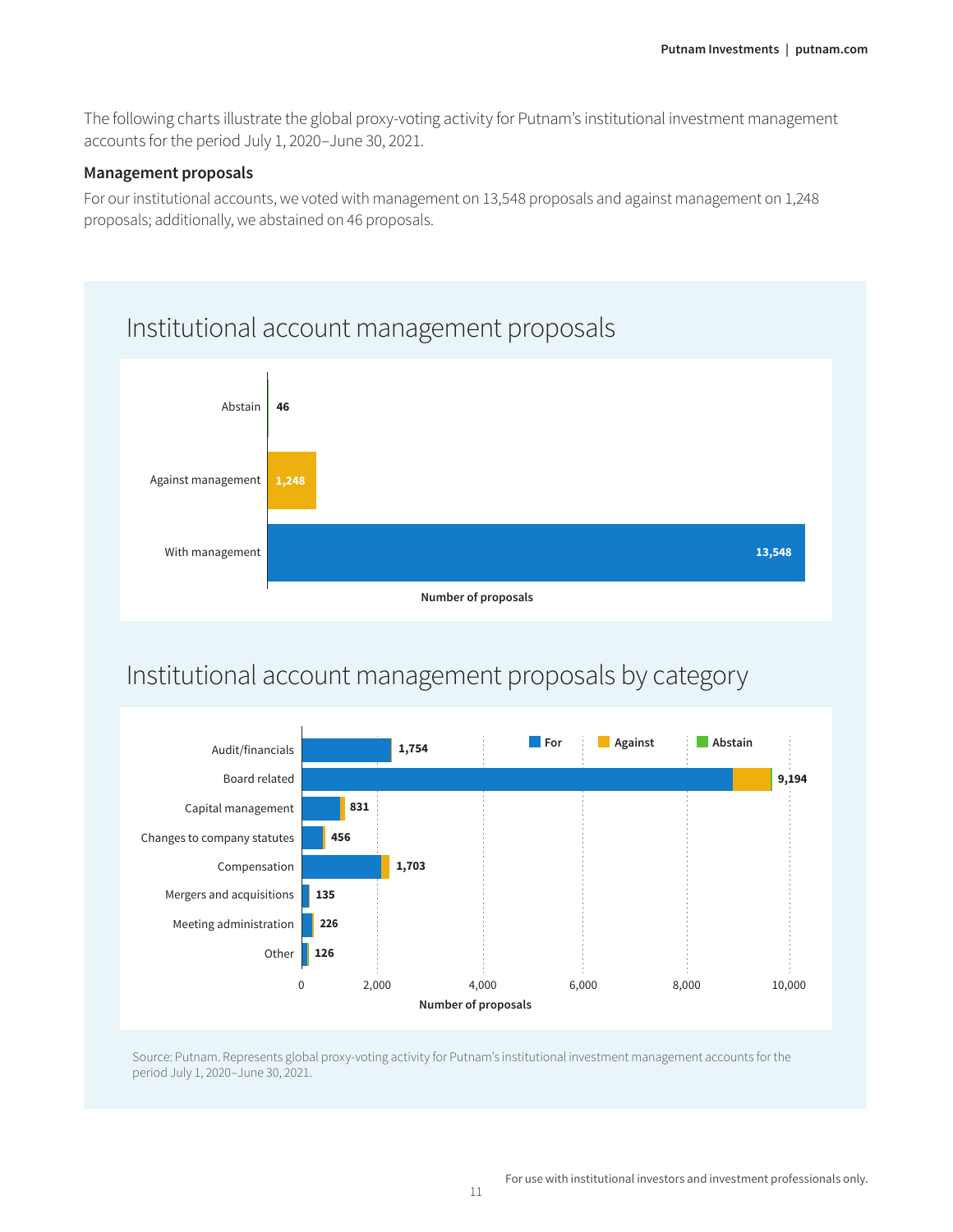The following charts illustrate the global proxy-voting activity for Putnam's institutional investment management accounts for the period July 1, 2020–June 30, 2021.

### Management proposals

For our institutional accounts, we voted with management on 13,548 proposals and against management on 1,248 proposals; additionally, we abstained on 46 proposals.

## Institutional account management proposals

| | Number of proposals |
|---|---|
| Abstain | 46 |
| Against management | 1,248 |
| With management | 13,548 |

## Institutional account management proposals by category

| Category | Number of proposals |
|---|---|
| Audit/financials | 1,754 |
| Board related | 9,194 |
| Capital management | 831 |
| Changes to company statutes | 456 |
| Compensation | 1,703 |
| Mergers and acquisitions | 135 |
| Meeting administration | 226 |
| Other | 126 |

Legend: For, Against, Abstain

Source: Putnam. Represents global proxy-voting activity for Putnam's institutional investment management accounts for the period July 1, 2020–June 30, 2021.

For use with institutional investors and investment professionals only.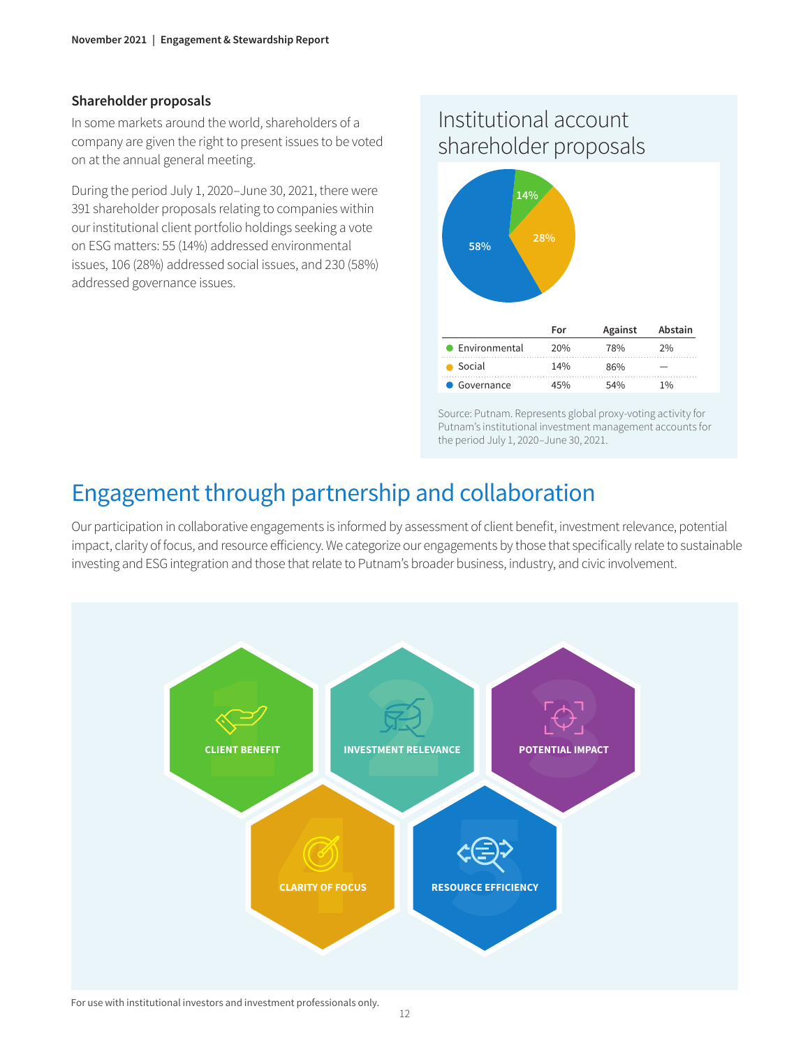### Shareholder proposals

In some markets around the world, shareholders of a company are given the right to present issues to be voted on at the annual general meeting.

During the period July 1, 2020–June 30, 2021, there were 391 shareholder proposals relating to companies within our institutional client portfolio holdings seeking a vote on ESG matters: 55 (14%) addressed environmental issues, 106 (28%) addressed social issues, and 230 (58%) addressed governance issues.

## Institutional account shareholder proposals

| | For | Against | Abstain |
|---|---|---|---|
| Environmental | 20% | 78% | 2% |
| Social | 14% | 86% | — |
| Governance | 45% | 54% | 1% |

Source: Putnam. Represents global proxy-voting activity for Putnam's institutional investment management accounts for the period July 1, 2020–June 30, 2021.

# Engagement through partnership and collaboration

Our participation in collaborative engagements is informed by assessment of client benefit, investment relevance, potential impact, clarity of focus, and resource efficiency. We categorize our engagements by those that specifically relate to sustainable investing and ESG integration and those that relate to Putnam's broader business, industry, and civic involvement.

1. CLIENT BENEFIT
2. INVESTMENT RELEVANCE
3. POTENTIAL IMPACT
4. CLARITY OF FOCUS
5. RESOURCE EFFICIENCY

For use with institutional investors and investment professionals only.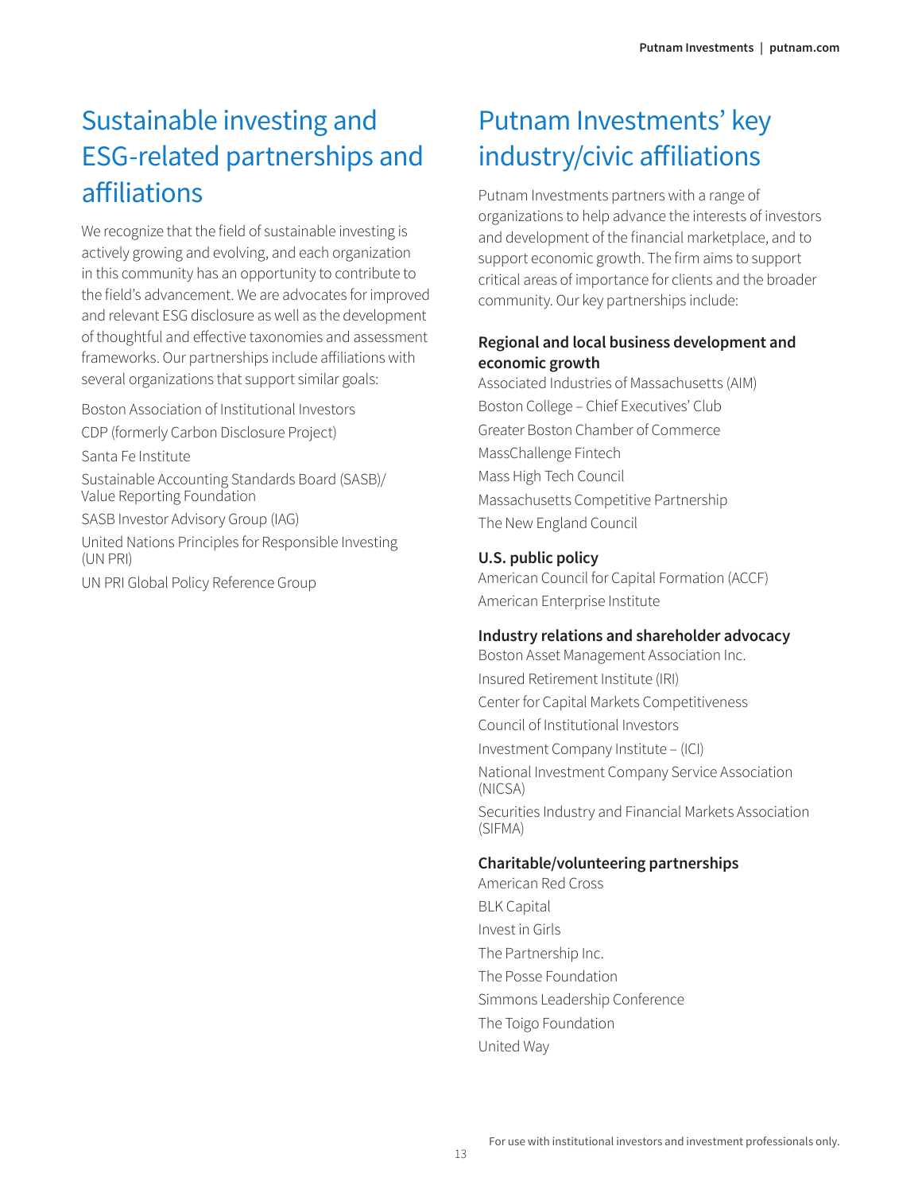## Sustainable investing and ESG-related partnerships and affiliations

We recognize that the field of sustainable investing is actively growing and evolving, and each organization in this community has an opportunity to contribute to the field's advancement. We are advocates for improved and relevant ESG disclosure as well as the development of thoughtful and effective taxonomies and assessment frameworks. Our partnerships include affiliations with several organizations that support similar goals:

Boston Association of Institutional Investors

CDP (formerly Carbon Disclosure Project)

Santa Fe Institute

Sustainable Accounting Standards Board (SASB)/ Value Reporting Foundation

SASB Investor Advisory Group (IAG)

United Nations Principles for Responsible Investing (UN PRI)

UN PRI Global Policy Reference Group

## Putnam Investments' key industry/civic affiliations

Putnam Investments partners with a range of organizations to help advance the interests of investors and development of the financial marketplace, and to support economic growth. The firm aims to support critical areas of importance for clients and the broader community. Our key partnerships include:

**Regional and local business development and economic growth**

Associated Industries of Massachusetts (AIM)

Boston College – Chief Executives' Club

Greater Boston Chamber of Commerce

MassChallenge Fintech

Mass High Tech Council

Massachusetts Competitive Partnership

The New England Council

**U.S. public policy**

American Council for Capital Formation (ACCF)

American Enterprise Institute

**Industry relations and shareholder advocacy**

Boston Asset Management Association Inc.

Insured Retirement Institute (IRI)

Center for Capital Markets Competitiveness

Council of Institutional Investors

Investment Company Institute – (ICI)

National Investment Company Service Association (NICSA)

Securities Industry and Financial Markets Association (SIFMA)

**Charitable/volunteering partnerships**

American Red Cross

BLK Capital

Invest in Girls

The Partnership Inc.

The Posse Foundation

Simmons Leadership Conference

The Toigo Foundation

United Way

For use with institutional investors and investment professionals only.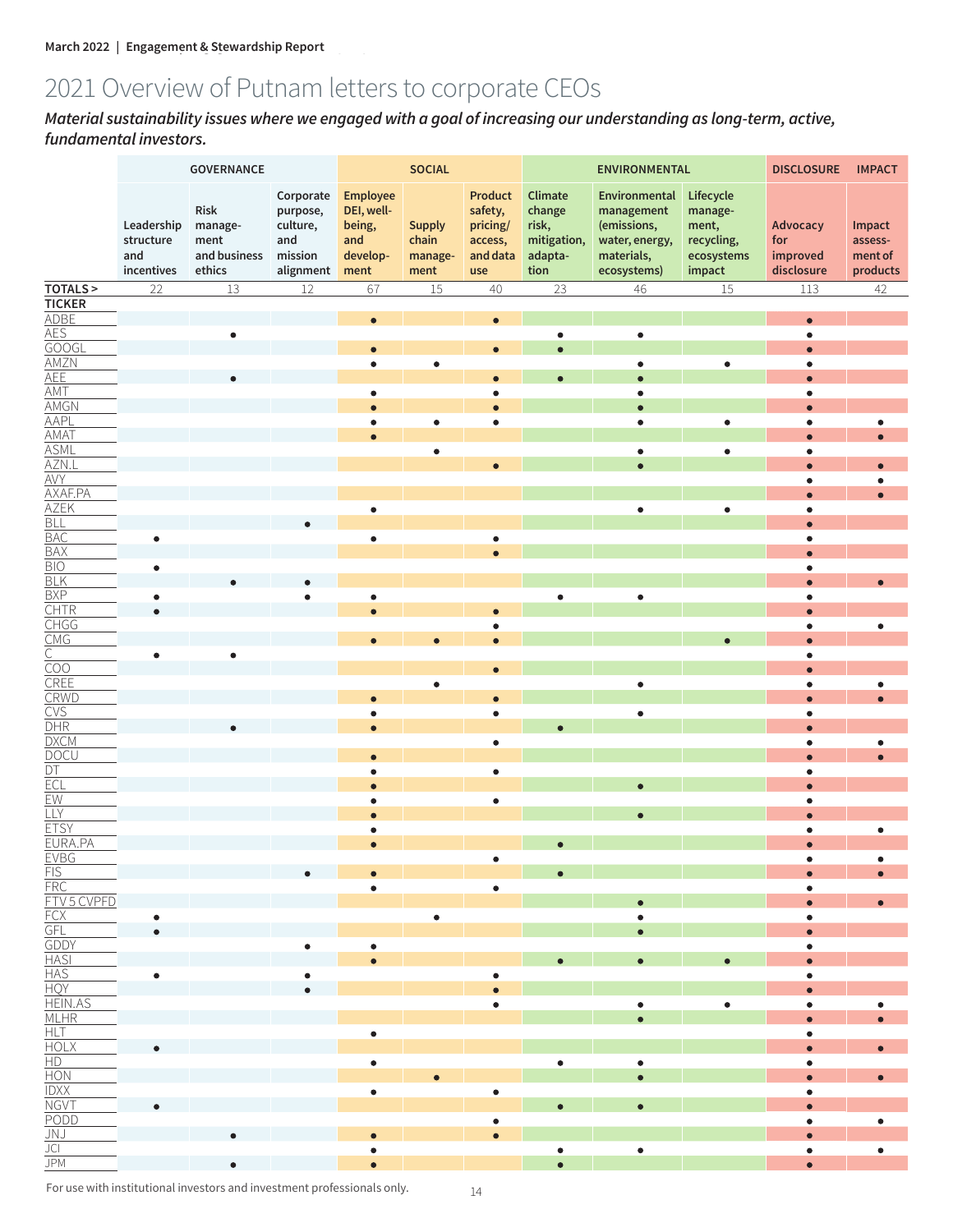# 2021 Overview of Putnam letters to corporate CEOs

***Material sustainability issues where we engaged with a goal of increasing our understanding as long-term, active, fundamental investors.***

| | GOVERNANCE | | | SOCIAL | | | ENVIRONMENTAL | | | DISCLOSURE | IMPACT |
|---|---|---|---|---|---|---|---|---|---|---|---|
| | Leadership structure and incentives | Risk management and business ethics | Corporate purpose, culture, and mission alignment | Employee DEI, well-being, and development | Supply chain management | Product safety, pricing/ access, and data use | Climate change risk, mitigation, adaptation | Environmental management (emissions, water, energy, materials, ecosystems) | Lifecycle management, recycling, ecosystems impact | Advocacy for improved disclosure | Impact assessment of products |
| **TOTALS >** | 22 | 13 | 12 | 67 | 15 | 40 | 23 | 46 | 15 | 113 | 42 |
| **TICKER** | | | | | | | | | | | |
| ADBE | | | | ● | | ● | | | | ● | |
| AES | | ● | | | | | ● | ● | | ● | |
| GOOGL | | | | ● | | ● | ● | | | ● | |
| AMZN | | | | ● | ● | | | ● | ● | ● | |
| AEE | | ● | | | | ● | ● | ● | | ● | |
| AMT | | | | ● | | ● | | ● | | ● | |
| AMGN | | | | ● | | ● | | ● | | ● | |
| AAPL | | | | ● | ● | ● | | ● | ● | ● | ● |
| AMAT | | | | ● | | | | | | ● | ● |
| ASML | | | | | ● | | | ● | ● | ● | |
| AZN.L | | | | | | ● | | ● | | ● | ● |
| AVY | | | | | | | | | | ● | ● |
| AXAF.PA | | | | | | | | | | ● | ● |
| AZEK | | | | ● | | | | ● | ● | ● | |
| BLL | | | ● | | | | | | | ● | |
| BAC | ● | | | ● | | ● | | | | ● | |
| BAX | | | | | | ● | | | | ● | |
| BIO | ● | | | | | | | | | ● | |
| BLK | | ● | ● | | | | | | | ● | ● |
| BXP | ● | | ● | ● | | | ● | ● | | ● | |
| CHTR | ● | | | ● | | ● | | | | ● | |
| CHGG | | | | | | ● | | | | ● | ● |
| CMG | | | | ● | ● | ● | | | ● | ● | |
| C | ● | ● | | | | | | | | ● | |
| COO | | | | | | ● | | | | ● | |
| CREE | | | | | ● | | | ● | | ● | ● |
| CRWD | | | | ● | | ● | | | | ● | ● |
| CVS | | | | ● | | ● | | ● | | ● | |
| DHR | | ● | | ● | | | ● | | | ● | |
| DXCM | | | | | | ● | | | | ● | ● |
| DOCU | | | | ● | | | | | | ● | ● |
| DT | | | | ● | | ● | | | | ● | |
| ECL | | | | ● | | | | ● | | ● | |
| EW | | | | ● | | ● | | | | ● | |
| LLY | | | | ● | | | | ● | | ● | |
| ETSY | | | | ● | | | | | | ● | ● |
| EURA.PA | | | | ● | | | ● | | | ● | |
| EVBG | | | | | | ● | | | | ● | ● |
| FIS | | | ● | ● | | | ● | | | ● | ● |
| FRC | | | | ● | | ● | | | | ● | |
| FTV 5 CVPFD | | | | | | | | ● | | ● | ● |
| FCX | ● | | | | ● | | | ● | | ● | |
| GFL | ● | | | | | | | ● | | ● | |
| GDDY | | | ● | ● | | | | | | ● | |
| HASI | | | | ● | | | ● | ● | ● | ● | |
| HAS | ● | | ● | | | ● | | | | ● | |
| HQY | | | ● | | | ● | | | | ● | |
| HEIN.AS | | | | | | ● | | ● | ● | ● | ● |
| MLHR | | | | | | | | ● | | ● | ● |
| HLT | | | | ● | | | | | | ● | |
| HOLX | ● | | | | | | | | | ● | ● |
| HD | | | | ● | | | ● | ● | | ● | |
| HON | | | | | ● | | | ● | | ● | ● |
| IDXX | | | | ● | | ● | | | | ● | |
| NGVT | ● | | | | | | ● | ● | | ● | |
| PODD | | | | | | ● | | | | ● | ● |
| JNJ | | ● | | ● | | ● | | | | ● | |
| JCI | | | | ● | | | ● | ● | | ● | ● |
| JPM | | ● | | ● | | | ● | | | ● | |

For use with institutional investors and investment professionals only.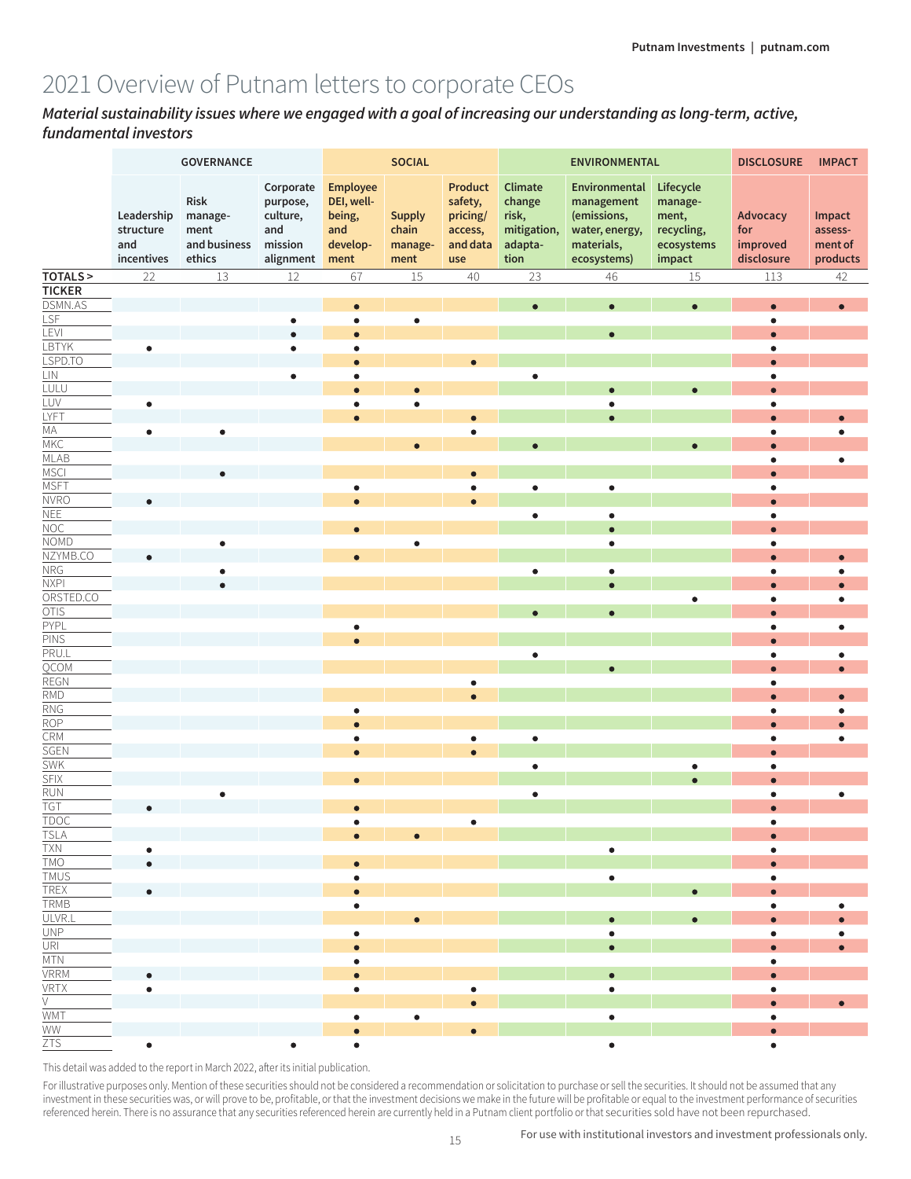# 2021 Overview of Putnam letters to corporate CEOs

***Material sustainability issues where we engaged with a goal of increasing our understanding as long-term, active, fundamental investors***

| | GOVERNANCE | | | SOCIAL | | | ENVIRONMENTAL | | | DISCLOSURE | IMPACT |
|---|---|---|---|---|---|---|---|---|---|---|---|
| | Leadership structure and incentives | Risk management and business ethics | Corporate purpose, culture, and mission alignment | Employee DEI, well-being, and development | Supply chain management | Product safety, pricing/ access, and data use | Climate change risk, mitigation, adaptation | Environmental management (emissions, water, energy, materials, ecosystems) | Lifecycle management, recycling, ecosystems impact | Advocacy for improved disclosure | Impact assessment of products |
| **TOTALS >** | 22 | 13 | 12 | 67 | 15 | 40 | 23 | 46 | 15 | 113 | 42 |
| **TICKER** | | | | | | | | | | | |
| DSMN.AS | | | | ● | | | ● | ● | ● | ● | ● |
| LSF | | | ● | ● | ● | | | | | ● | |
| LEVI | | | ● | ● | | | | ● | | ● | |
| LBTYK | ● | | ● | ● | | | | | | ● | |
| LSPD.TO | | | | ● | | ● | | | | ● | |
| LIN | | | ● | ● | | | ● | | | ● | |
| LULU | | | | ● | ● | | | ● | ● | ● | |
| LUV | ● | | | ● | ● | | | ● | | ● | |
| LYFT | | | | ● | | ● | | ● | | ● | ● |
| MA | ● | ● | | | | ● | | | | ● | ● |
| MKC | | | | | ● | | ● | | ● | ● | |
| MLAB | | | | | | | | | | ● | ● |
| MSCI | | ● | | | | ● | | | | ● | |
| MSFT | | | | ● | | ● | ● | ● | | ● | |
| NVRO | ● | | | ● | | ● | | | | ● | |
| NEE | | | | | | | ● | ● | | ● | |
| NOC | | | | ● | | | | ● | | ● | |
| NOMD | | ● | | | ● | | | ● | | ● | |
| NZYMB.CO | ● | | | ● | | | | | | ● | ● |
| NRG | | ● | | | | | ● | ● | | ● | ● |
| NXPI | | ● | | | | | | ● | | ● | ● |
| ORSTED.CO | | | | | | | | | ● | ● | ● |
| OTIS | | | | | | | ● | ● | | ● | |
| PYPL | | | | ● | | | | | | ● | ● |
| PINS | | | | ● | | | | | | ● | |
| PRU.L | | | | | | | ● | | | ● | ● |
| QCOM | | | | | | | | ● | | ● | ● |
| REGN | | | | | | ● | | | | ● | |
| RMD | | | | | | ● | | | | ● | ● |
| RNG | | | | ● | | | | | | ● | ● |
| ROP | | | | ● | | | | | | ● | ● |
| CRM | | | | ● | | ● | ● | | | ● | ● |
| SGEN | | | | ● | | ● | | | | ● | |
| SWK | | | | | | | ● | | ● | ● | |
| SFIX | | | | ● | | | | | ● | ● | |
| RUN | | ● | | | | | ● | | | ● | ● |
| TGT | ● | | | ● | | | | | | ● | |
| TDOC | | | | ● | | ● | | | | ● | |
| TSLA | | | | ● | ● | | | | | ● | |
| TXN | ● | | | | | | | ● | | ● | |
| TMO | ● | | | ● | | | | | | ● | |
| TMUS | | | | ● | | | | ● | | ● | |
| TREX | ● | | | ● | | | | | ● | ● | |
| TRMB | | | | ● | | | | | | ● | ● |
| ULVR.L | | | | | ● | | | ● | ● | ● | ● |
| UNP | | | | ● | | | | ● | | ● | ● |
| URI | | | | ● | | | | ● | | ● | ● |
| MTN | | | | ● | | | | | | ● | |
| VRRM | ● | | | ● | | | | ● | | ● | |
| VRTX | ● | | | ● | | ● | | ● | | ● | |
| V | | | | | | ● | | | | ● | ● |
| WMT | | | | ● | ● | | | ● | | ● | |
| WW | | | | ● | | ● | | | | ● | |
| ZTS | ● | | ● | ● | | | | ● | | ● | |

This detail was added to the report in March 2022, after its initial publication.

For illustrative purposes only. Mention of these securities should not be considered a recommendation or solicitation to purchase or sell the securities. It should not be assumed that any investment in these securities was, or will prove to be, profitable, or that the investment decisions we make in the future will be profitable or equal to the investment performance of securities referenced herein. There is no assurance that any securities referenced herein are currently held in a Putnam client portfolio or that securities sold have not been repurchased.

For use with institutional investors and investment professionals only.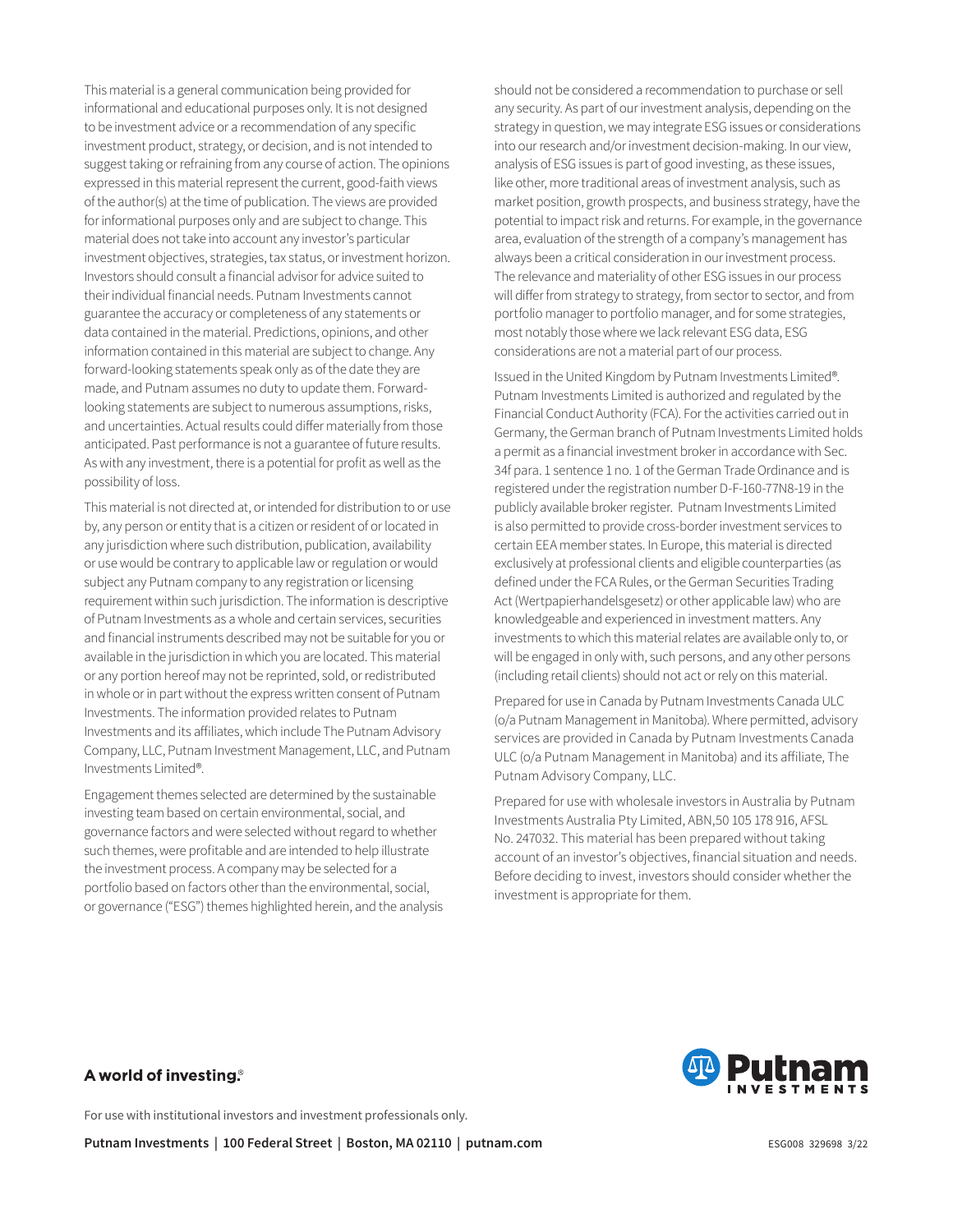This material is a general communication being provided for informational and educational purposes only. It is not designed to be investment advice or a recommendation of any specific investment product, strategy, or decision, and is not intended to suggest taking or refraining from any course of action. The opinions expressed in this material represent the current, good-faith views of the author(s) at the time of publication. The views are provided for informational purposes only and are subject to change. This material does not take into account any investor's particular investment objectives, strategies, tax status, or investment horizon. Investors should consult a financial advisor for advice suited to their individual financial needs. Putnam Investments cannot guarantee the accuracy or completeness of any statements or data contained in the material. Predictions, opinions, and other information contained in this material are subject to change. Any forward-looking statements speak only as of the date they are made, and Putnam assumes no duty to update them. Forward-looking statements are subject to numerous assumptions, risks, and uncertainties. Actual results could differ materially from those anticipated. Past performance is not a guarantee of future results. As with any investment, there is a potential for profit as well as the possibility of loss.

This material is not directed at, or intended for distribution to or use by, any person or entity that is a citizen or resident of or located in any jurisdiction where such distribution, publication, availability or use would be contrary to applicable law or regulation or would subject any Putnam company to any registration or licensing requirement within such jurisdiction. The information is descriptive of Putnam Investments as a whole and certain services, securities and financial instruments described may not be suitable for you or available in the jurisdiction in which you are located. This material or any portion hereof may not be reprinted, sold, or redistributed in whole or in part without the express written consent of Putnam Investments. The information provided relates to Putnam Investments and its affiliates, which include The Putnam Advisory Company, LLC, Putnam Investment Management, LLC, and Putnam Investments Limited®.

Engagement themes selected are determined by the sustainable investing team based on certain environmental, social, and governance factors and were selected without regard to whether such themes, were profitable and are intended to help illustrate the investment process. A company may be selected for a portfolio based on factors other than the environmental, social, or governance ("ESG") themes highlighted herein, and the analysis should not be considered a recommendation to purchase or sell any security. As part of our investment analysis, depending on the strategy in question, we may integrate ESG issues or considerations into our research and/or investment decision-making. In our view, analysis of ESG issues is part of good investing, as these issues, like other, more traditional areas of investment analysis, such as market position, growth prospects, and business strategy, have the potential to impact risk and returns. For example, in the governance area, evaluation of the strength of a company's management has always been a critical consideration in our investment process. The relevance and materiality of other ESG issues in our process will differ from strategy to strategy, from sector to sector, and from portfolio manager to portfolio manager, and for some strategies, most notably those where we lack relevant ESG data, ESG considerations are not a material part of our process.

Issued in the United Kingdom by Putnam Investments Limited®. Putnam Investments Limited is authorized and regulated by the Financial Conduct Authority (FCA). For the activities carried out in Germany, the German branch of Putnam Investments Limited holds a permit as a financial investment broker in accordance with Sec. 34f para. 1 sentence 1 no. 1 of the German Trade Ordinance and is registered under the registration number D-F-160-77N8-19 in the publicly available broker register. Putnam Investments Limited is also permitted to provide cross-border investment services to certain EEA member states. In Europe, this material is directed exclusively at professional clients and eligible counterparties (as defined under the FCA Rules, or the German Securities Trading Act (Wertpapierhandelsgesetz) or other applicable law) who are knowledgeable and experienced in investment matters. Any investments to which this material relates are available only to, or will be engaged in only with, such persons, and any other persons (including retail clients) should not act or rely on this material.

Prepared for use in Canada by Putnam Investments Canada ULC (o/a Putnam Management in Manitoba). Where permitted, advisory services are provided in Canada by Putnam Investments Canada ULC (o/a Putnam Management in Manitoba) and its affiliate, The Putnam Advisory Company, LLC.

Prepared for use with wholesale investors in Australia by Putnam Investments Australia Pty Limited, ABN,50 105 178 916, AFSL No. 247032. This material has been prepared without taking account of an investor's objectives, financial situation and needs. Before deciding to invest, investors should consider whether the investment is appropriate for them.

**A world of investing.**®

Putnam INVESTMENTS

For use with institutional investors and investment professionals only.

**Putnam Investments | 100 Federal Street | Boston, MA 02110 | putnam.com**

ESG008 329698 3/22